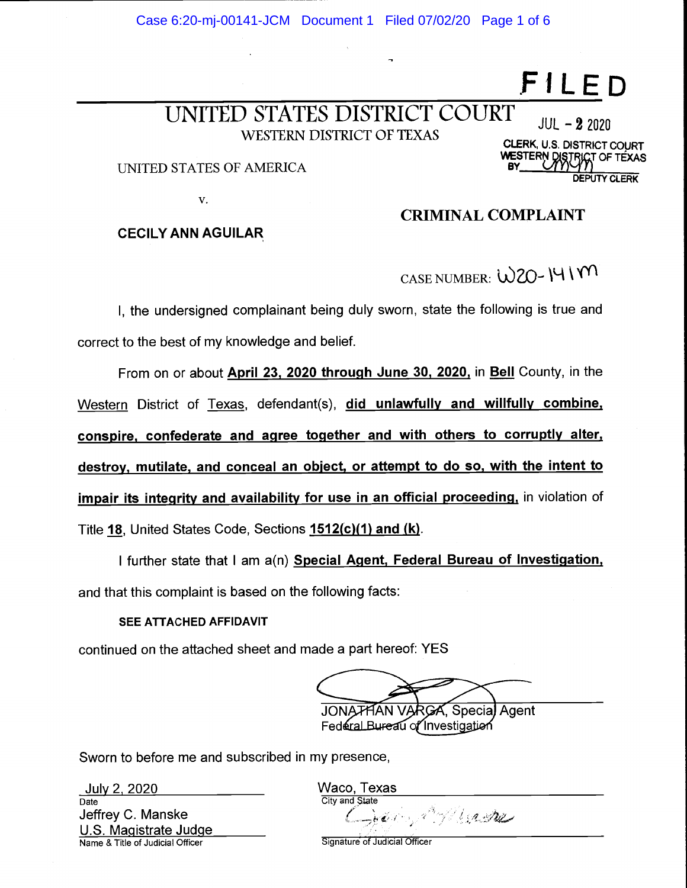**FILED**

JUL - 2 2020

CLERK, U.S. DISTRICT COURT
WESTERN DISTRICT OF TEXAS
BY ___________ DEPUTY CLERK

# UNITED STATES DISTRICT COURT

WESTERN DISTRICT OF TEXAS

UNITED STATES OF AMERICA

v.

**CECILY ANN AGUILAR**

## CRIMINAL COMPLAINT

CASE NUMBER: W20-141M

I, the undersigned complainant being duly sworn, state the following is true and correct to the best of my knowledge and belief.

From on or about **April 23, 2020 through June 30, 2020,** in **Bell** County, in the Western District of Texas, defendant(s), **did unlawfully and willfully combine, conspire, confederate and agree together and with others to corruptly alter, destroy, mutilate, and conceal an object, or attempt to do so, with the intent to impair its integrity and availability for use in an official proceeding,** in violation of Title **18**, United States Code, Sections **1512(c)(1) and (k)**.

I further state that I am a(n) **Special Agent, Federal Bureau of Investigation,** and that this complaint is based on the following facts:

**SEE ATTACHED AFFIDAVIT**

continued on the attached sheet and made a part hereof: YES

JONATHAN VARGA, Special Agent
Federal Bureau of Investigation

Sworn to before me and subscribed in my presence,

July 2, 2020
Date

Waco, Texas
City and State

Jeffrey C. Manske
U.S. Magistrate Judge
Name & Title of Judicial Officer

Signature of Judicial Officer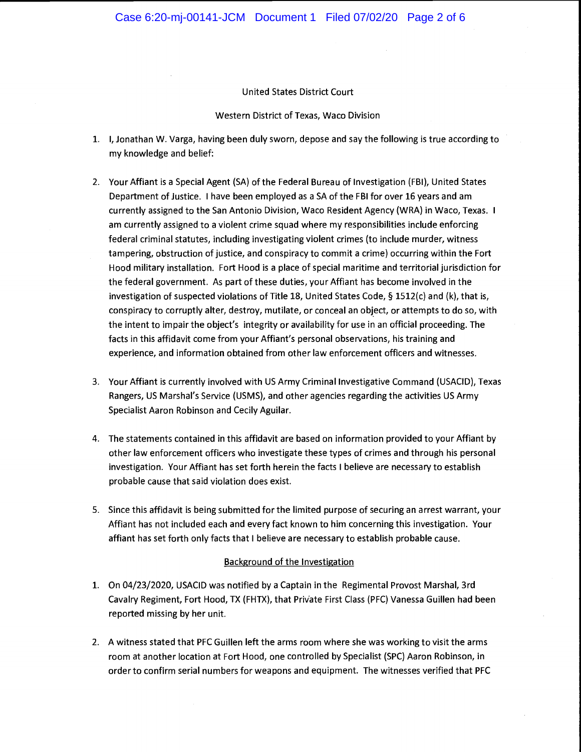United States District Court

Western District of Texas, Waco Division

1. I, Jonathan W. Varga, having been duly sworn, depose and say the following is true according to my knowledge and belief:

2. Your Affiant is a Special Agent (SA) of the Federal Bureau of Investigation (FBI), United States Department of Justice. I have been employed as a SA of the FBI for over 16 years and am currently assigned to the San Antonio Division, Waco Resident Agency (WRA) in Waco, Texas. I am currently assigned to a violent crime squad where my responsibilities include enforcing federal criminal statutes, including investigating violent crimes (to include murder, witness tampering, obstruction of justice, and conspiracy to commit a crime) occurring within the Fort Hood military installation. Fort Hood is a place of special maritime and territorial jurisdiction for the federal government. As part of these duties, your Affiant has become involved in the investigation of suspected violations of Title 18, United States Code, § 1512(c) and (k), that is, conspiracy to corruptly alter, destroy, mutilate, or conceal an object, or attempts to do so, with the intent to impair the object's integrity or availability for use in an official proceeding. The facts in this affidavit come from your Affiant's personal observations, his training and experience, and information obtained from other law enforcement officers and witnesses.

3. Your Affiant is currently involved with US Army Criminal Investigative Command (USACID), Texas Rangers, US Marshal's Service (USMS), and other agencies regarding the activities US Army Specialist Aaron Robinson and Cecily Aguilar.

4. The statements contained in this affidavit are based on information provided to your Affiant by other law enforcement officers who investigate these types of crimes and through his personal investigation. Your Affiant has set forth herein the facts I believe are necessary to establish probable cause that said violation does exist.

5. Since this affidavit is being submitted for the limited purpose of securing an arrest warrant, your Affiant has not included each and every fact known to him concerning this investigation. Your affiant has set forth only facts that I believe are necessary to establish probable cause.

<u>Background of the Investigation</u>

1. On 04/23/2020, USACID was notified by a Captain in the Regimental Provost Marshal, 3rd Cavalry Regiment, Fort Hood, TX (FHTX), that Private First Class (PFC) Vanessa Guillen had been reported missing by her unit.

2. A witness stated that PFC Guillen left the arms room where she was working to visit the arms room at another location at Fort Hood, one controlled by Specialist (SPC) Aaron Robinson, in order to confirm serial numbers for weapons and equipment. The witnesses verified that PFC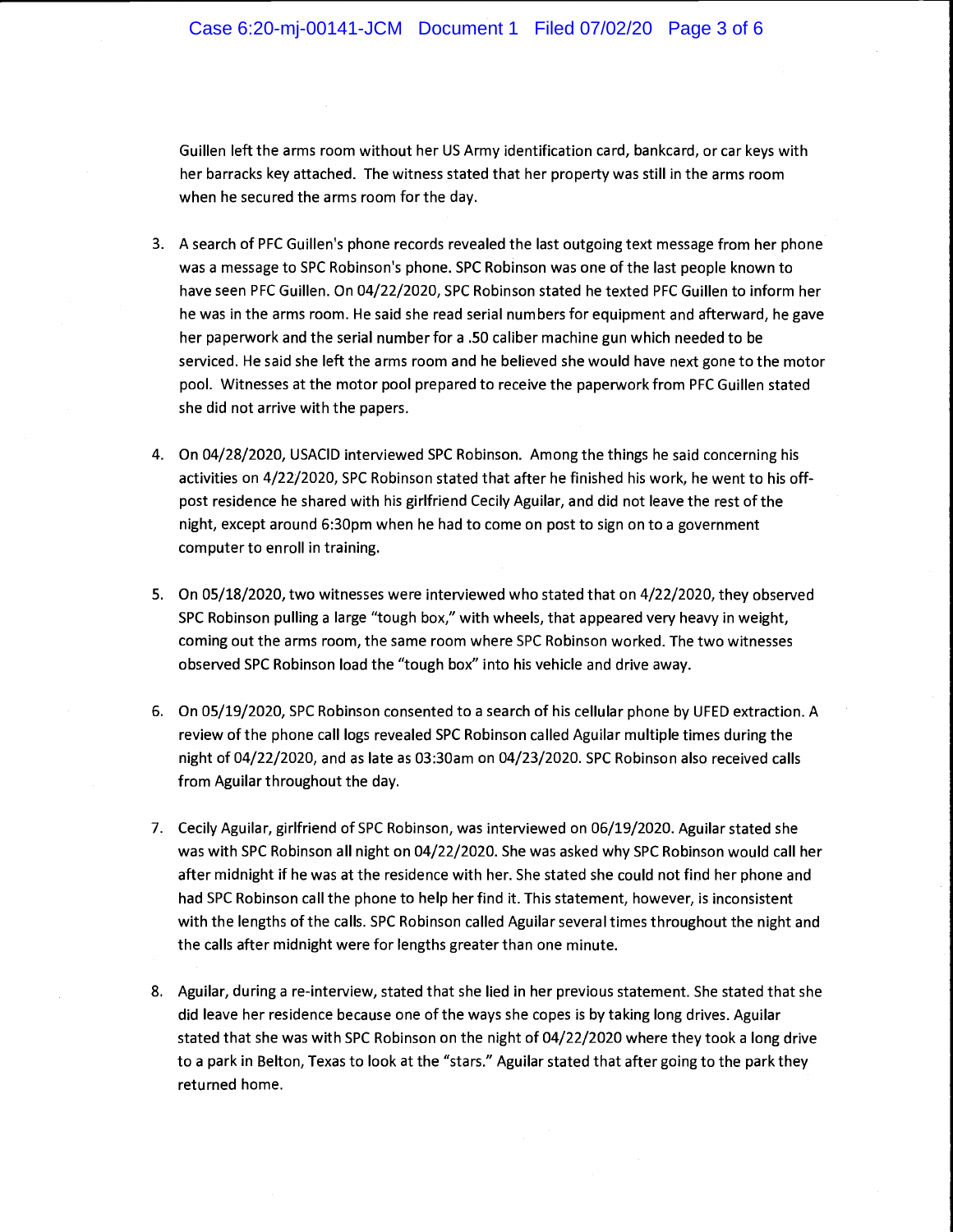Guillen left the arms room without her US Army identification card, bankcard, or car keys with her barracks key attached. The witness stated that her property was still in the arms room when he secured the arms room for the day.

3. A search of PFC Guillen's phone records revealed the last outgoing text message from her phone was a message to SPC Robinson's phone. SPC Robinson was one of the last people known to have seen PFC Guillen. On 04/22/2020, SPC Robinson stated he texted PFC Guillen to inform her he was in the arms room. He said she read serial numbers for equipment and afterward, he gave her paperwork and the serial number for a .50 caliber machine gun which needed to be serviced. He said she left the arms room and he believed she would have next gone to the motor pool. Witnesses at the motor pool prepared to receive the paperwork from PFC Guillen stated she did not arrive with the papers.

4. On 04/28/2020, USACID interviewed SPC Robinson. Among the things he said concerning his activities on 4/22/2020, SPC Robinson stated that after he finished his work, he went to his off-post residence he shared with his girlfriend Cecily Aguilar, and did not leave the rest of the night, except around 6:30pm when he had to come on post to sign on to a government computer to enroll in training.

5. On 05/18/2020, two witnesses were interviewed who stated that on 4/22/2020, they observed SPC Robinson pulling a large "tough box," with wheels, that appeared very heavy in weight, coming out the arms room, the same room where SPC Robinson worked. The two witnesses observed SPC Robinson load the "tough box" into his vehicle and drive away.

6. On 05/19/2020, SPC Robinson consented to a search of his cellular phone by UFED extraction. A review of the phone call logs revealed SPC Robinson called Aguilar multiple times during the night of 04/22/2020, and as late as 03:30am on 04/23/2020. SPC Robinson also received calls from Aguilar throughout the day.

7. Cecily Aguilar, girlfriend of SPC Robinson, was interviewed on 06/19/2020. Aguilar stated she was with SPC Robinson all night on 04/22/2020. She was asked why SPC Robinson would call her after midnight if he was at the residence with her. She stated she could not find her phone and had SPC Robinson call the phone to help her find it. This statement, however, is inconsistent with the lengths of the calls. SPC Robinson called Aguilar several times throughout the night and the calls after midnight were for lengths greater than one minute.

8. Aguilar, during a re-interview, stated that she lied in her previous statement. She stated that she did leave her residence because one of the ways she copes is by taking long drives. Aguilar stated that she was with SPC Robinson on the night of 04/22/2020 where they took a long drive to a park in Belton, Texas to look at the "stars." Aguilar stated that after going to the park they returned home.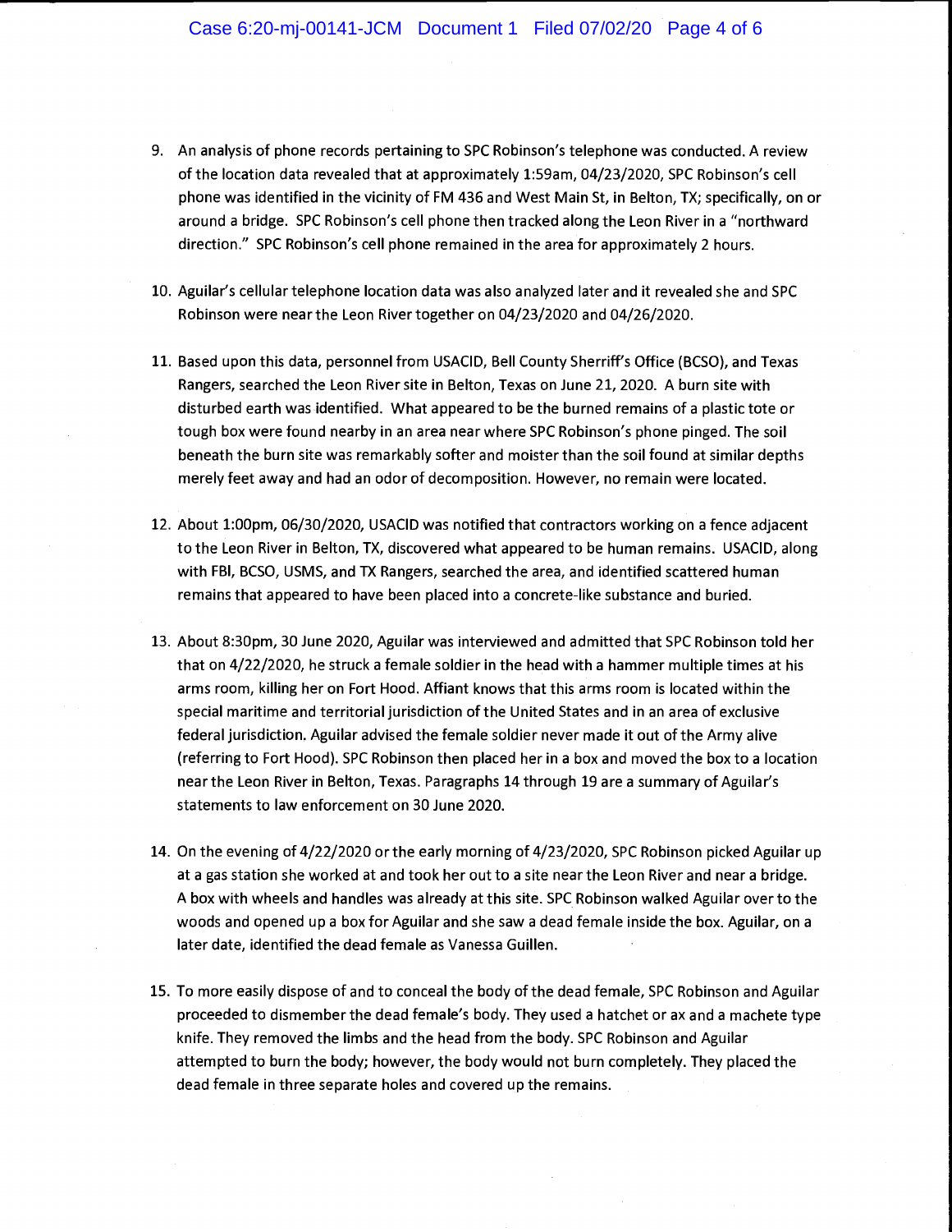9. An analysis of phone records pertaining to SPC Robinson's telephone was conducted. A review of the location data revealed that at approximately 1:59am, 04/23/2020, SPC Robinson's cell phone was identified in the vicinity of FM 436 and West Main St, in Belton, TX; specifically, on or around a bridge. SPC Robinson's cell phone then tracked along the Leon River in a "northward direction." SPC Robinson's cell phone remained in the area for approximately 2 hours.

10. Aguilar's cellular telephone location data was also analyzed later and it revealed she and SPC Robinson were near the Leon River together on 04/23/2020 and 04/26/2020.

11. Based upon this data, personnel from USACID, Bell County Sherriff's Office (BCSO), and Texas Rangers, searched the Leon River site in Belton, Texas on June 21, 2020. A burn site with disturbed earth was identified. What appeared to be the burned remains of a plastic tote or tough box were found nearby in an area near where SPC Robinson's phone pinged. The soil beneath the burn site was remarkably softer and moister than the soil found at similar depths merely feet away and had an odor of decomposition. However, no remain were located.

12. About 1:00pm, 06/30/2020, USACID was notified that contractors working on a fence adjacent to the Leon River in Belton, TX, discovered what appeared to be human remains. USACID, along with FBI, BCSO, USMS, and TX Rangers, searched the area, and identified scattered human remains that appeared to have been placed into a concrete-like substance and buried.

13. About 8:30pm, 30 June 2020, Aguilar was interviewed and admitted that SPC Robinson told her that on 4/22/2020, he struck a female soldier in the head with a hammer multiple times at his arms room, killing her on Fort Hood. Affiant knows that this arms room is located within the special maritime and territorial jurisdiction of the United States and in an area of exclusive federal jurisdiction. Aguilar advised the female soldier never made it out of the Army alive (referring to Fort Hood). SPC Robinson then placed her in a box and moved the box to a location near the Leon River in Belton, Texas. Paragraphs 14 through 19 are a summary of Aguilar's statements to law enforcement on 30 June 2020.

14. On the evening of 4/22/2020 or the early morning of 4/23/2020, SPC Robinson picked Aguilar up at a gas station she worked at and took her out to a site near the Leon River and near a bridge. A box with wheels and handles was already at this site. SPC Robinson walked Aguilar over to the woods and opened up a box for Aguilar and she saw a dead female inside the box. Aguilar, on a later date, identified the dead female as Vanessa Guillen.

15. To more easily dispose of and to conceal the body of the dead female, SPC Robinson and Aguilar proceeded to dismember the dead female's body. They used a hatchet or ax and a machete type knife. They removed the limbs and the head from the body. SPC Robinson and Aguilar attempted to burn the body; however, the body would not burn completely. They placed the dead female in three separate holes and covered up the remains.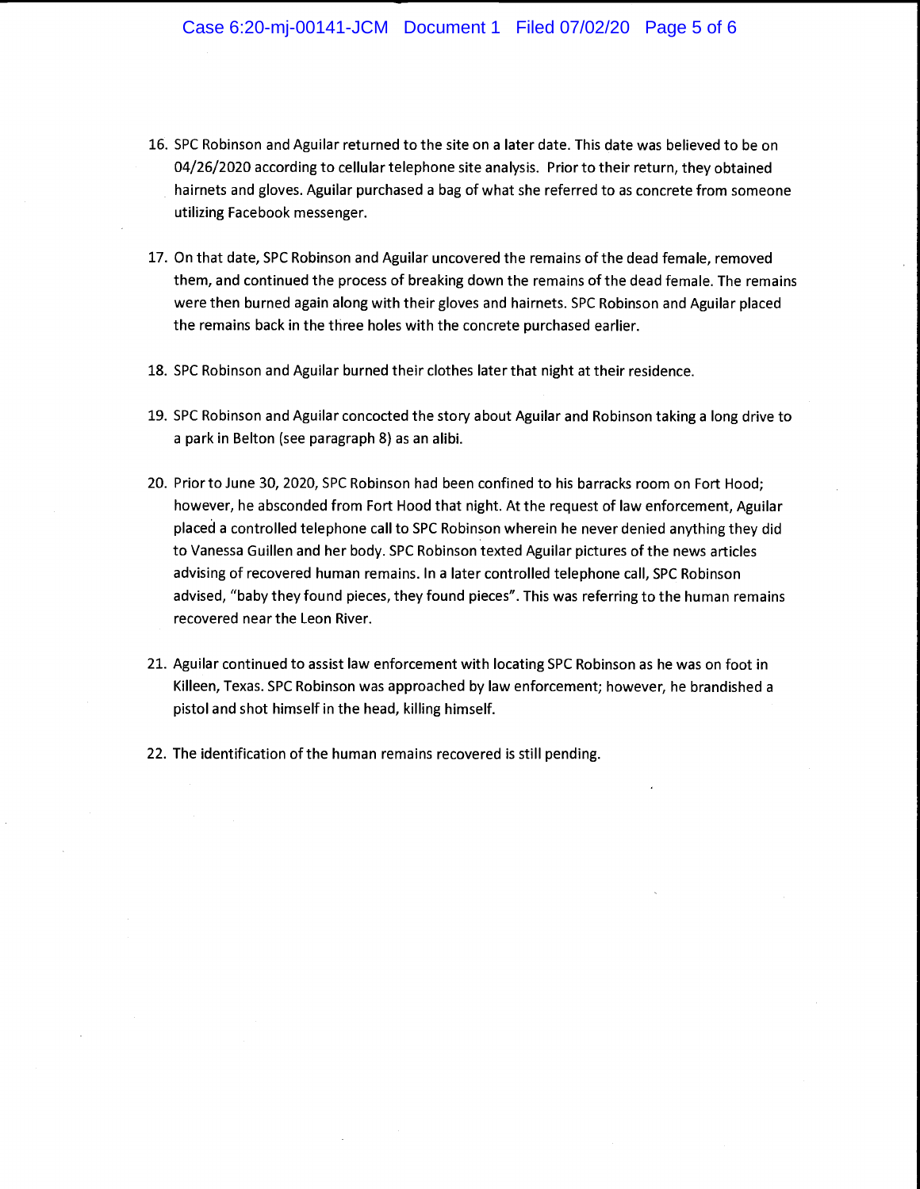16. SPC Robinson and Aguilar returned to the site on a later date. This date was believed to be on 04/26/2020 according to cellular telephone site analysis. Prior to their return, they obtained hairnets and gloves. Aguilar purchased a bag of what she referred to as concrete from someone utilizing Facebook messenger.

17. On that date, SPC Robinson and Aguilar uncovered the remains of the dead female, removed them, and continued the process of breaking down the remains of the dead female. The remains were then burned again along with their gloves and hairnets. SPC Robinson and Aguilar placed the remains back in the three holes with the concrete purchased earlier.

18. SPC Robinson and Aguilar burned their clothes later that night at their residence.

19. SPC Robinson and Aguilar concocted the story about Aguilar and Robinson taking a long drive to a park in Belton (see paragraph 8) as an alibi.

20. Prior to June 30, 2020, SPC Robinson had been confined to his barracks room on Fort Hood; however, he absconded from Fort Hood that night. At the request of law enforcement, Aguilar placed a controlled telephone call to SPC Robinson wherein he never denied anything they did to Vanessa Guillen and her body. SPC Robinson texted Aguilar pictures of the news articles advising of recovered human remains. In a later controlled telephone call, SPC Robinson advised, "baby they found pieces, they found pieces". This was referring to the human remains recovered near the Leon River.

21. Aguilar continued to assist law enforcement with locating SPC Robinson as he was on foot in Killeen, Texas. SPC Robinson was approached by law enforcement; however, he brandished a pistol and shot himself in the head, killing himself.

22. The identification of the human remains recovered is still pending.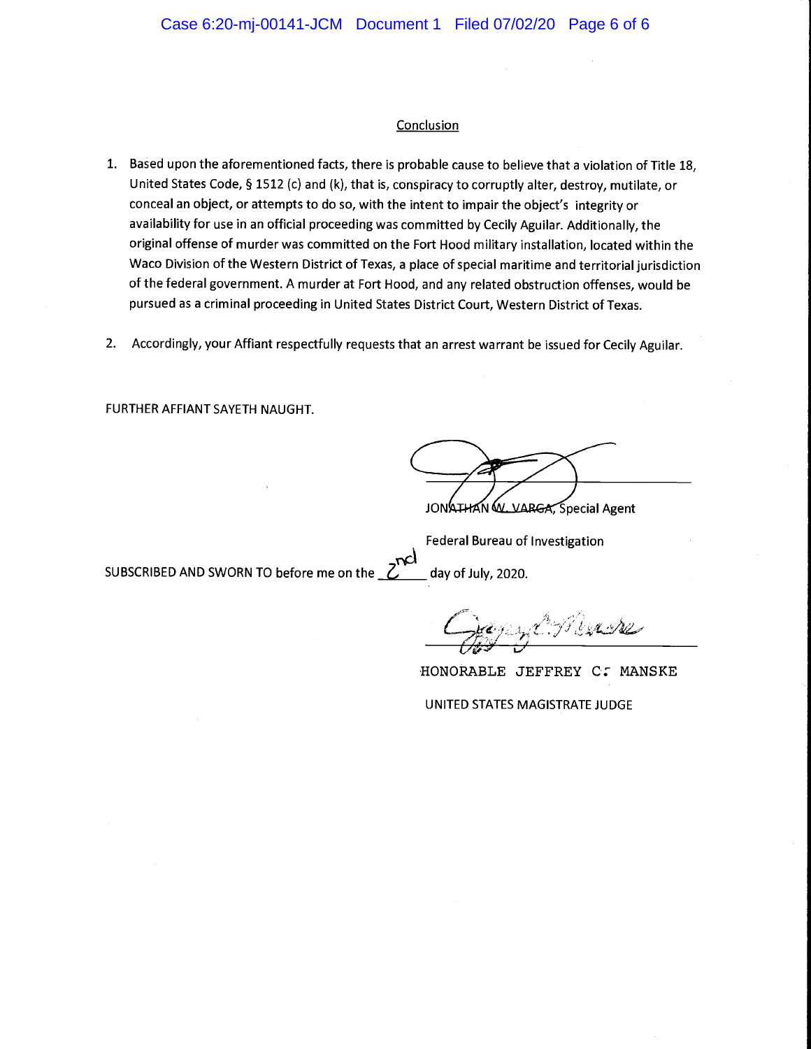## Conclusion

1. Based upon the aforementioned facts, there is probable cause to believe that a violation of Title 18, United States Code, § 1512 (c) and (k), that is, conspiracy to corruptly alter, destroy, mutilate, or conceal an object, or attempts to do so, with the intent to impair the object's integrity or availability for use in an official proceeding was committed by Cecily Aguilar. Additionally, the original offense of murder was committed on the Fort Hood military installation, located within the Waco Division of the Western District of Texas, a place of special maritime and territorial jurisdiction of the federal government. A murder at Fort Hood, and any related obstruction offenses, would be pursued as a criminal proceeding in United States District Court, Western District of Texas.

2. Accordingly, your Affiant respectfully requests that an arrest warrant be issued for Cecily Aguilar.

FURTHER AFFIANT SAYETH NAUGHT.

JONATHAN W. VARGA, Special Agent

Federal Bureau of Investigation

SUBSCRIBED AND SWORN TO before me on the 2nd day of July, 2020.

HONORABLE JEFFREY C. MANSKE

UNITED STATES MAGISTRATE JUDGE